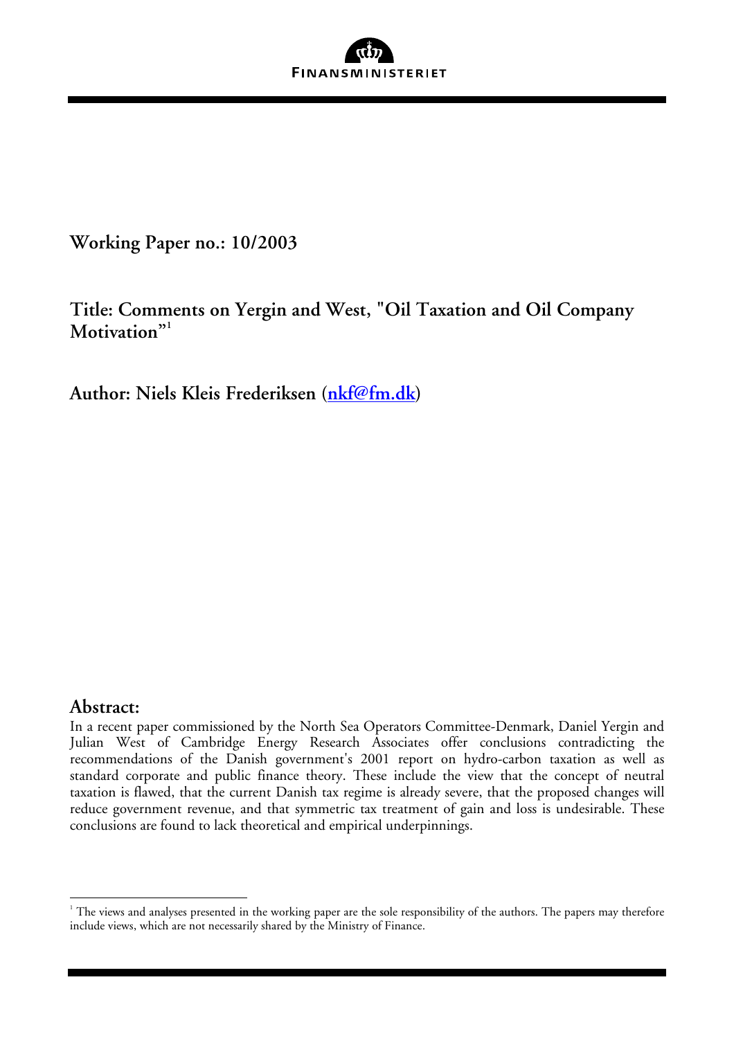FINANSMINISTERIET

**Working Paper no.: 10/2003**

**Title: Comments on Yergin and West, "Oil Taxation and Oil Company Motivation"[1]**

**Author: Niels Kleis Frederiksen (nkf@fm.dk)**

## Abstract:

In a recent paper commissioned by the North Sea Operators Committee-Denmark, Daniel Yergin and Julian West of Cambridge Energy Research Associates offer conclusions contradicting the recommendations of the Danish government's 2001 report on hydro-carbon taxation as well as standard corporate and public finance theory. These include the view that the concept of neutral taxation is flawed, that the current Danish tax regime is already severe, that the proposed changes will reduce government revenue, and that symmetric tax treatment of gain and loss is undesirable. These conclusions are found to lack theoretical and empirical underpinnings.

[1] The views and analyses presented in the working paper are the sole responsibility of the authors. The papers may therefore include views, which are not necessarily shared by the Ministry of Finance.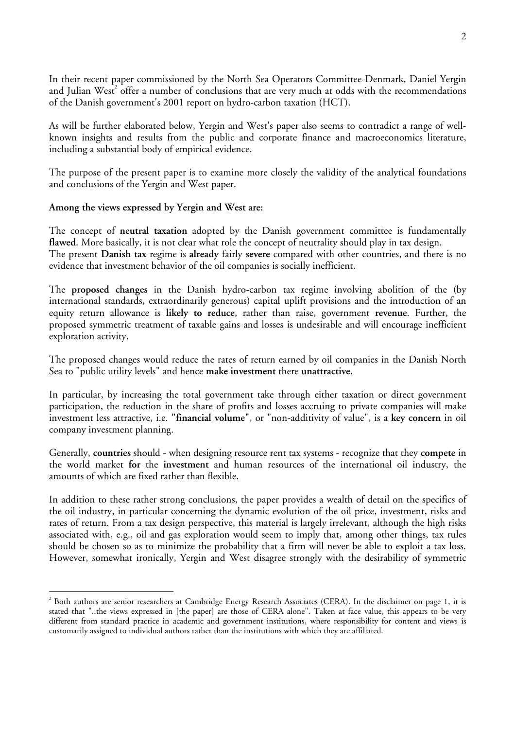In their recent paper commissioned by the North Sea Operators Committee-Denmark, Daniel Yergin and Julian West[2] offer a number of conclusions that are very much at odds with the recommendations of the Danish government's 2001 report on hydro-carbon taxation (HCT).

As will be further elaborated below, Yergin and West's paper also seems to contradict a range of well-known insights and results from the public and corporate finance and macroeconomics literature, including a substantial body of empirical evidence.

The purpose of the present paper is to examine more closely the validity of the analytical foundations and conclusions of the Yergin and West paper.

**Among the views expressed by Yergin and West are:**

The concept of **neutral taxation** adopted by the Danish government committee is fundamentally **flawed**. More basically, it is not clear what role the concept of neutrality should play in tax design.
The present **Danish tax** regime is **already** fairly **severe** compared with other countries, and there is no evidence that investment behavior of the oil companies is socially inefficient.

The **proposed changes** in the Danish hydro-carbon tax regime involving abolition of the (by international standards, extraordinarily generous) capital uplift provisions and the introduction of an equity return allowance is **likely to reduce**, rather than raise, government **revenue**. Further, the proposed symmetric treatment of taxable gains and losses is undesirable and will encourage inefficient exploration activity.

The proposed changes would reduce the rates of return earned by oil companies in the Danish North Sea to "public utility levels" and hence **make investment** there **unattractive.**

In particular, by increasing the total government take through either taxation or direct government participation, the reduction in the share of profits and losses accruing to private companies will make investment less attractive, i.e. **"financial volume"**, or "non-additivity of value", is a **key concern** in oil company investment planning.

Generally, **countries** should - when designing resource rent tax systems - recognize that they **compete** in the world market **for** the **investment** and human resources of the international oil industry, the amounts of which are fixed rather than flexible.

In addition to these rather strong conclusions, the paper provides a wealth of detail on the specifics of the oil industry, in particular concerning the dynamic evolution of the oil price, investment, risks and rates of return. From a tax design perspective, this material is largely irrelevant, although the high risks associated with, e.g., oil and gas exploration would seem to imply that, among other things, tax rules should be chosen so as to minimize the probability that a firm will never be able to exploit a tax loss. However, somewhat ironically, Yergin and West disagree strongly with the desirability of symmetric

[2] Both authors are senior researchers at Cambridge Energy Research Associates (CERA). In the disclaimer on page 1, it is stated that "..the views expressed in [the paper] are those of CERA alone". Taken at face value, this appears to be very different from standard practice in academic and government institutions, where responsibility for content and views is customarily assigned to individual authors rather than the institutions with which they are affiliated.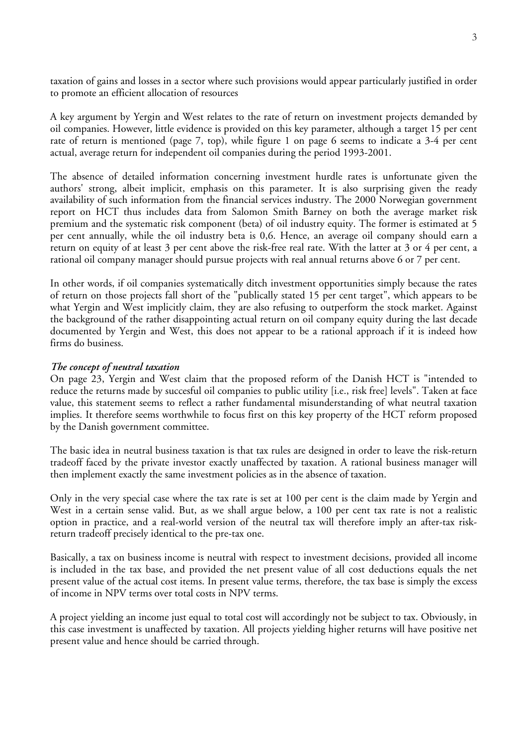taxation of gains and losses in a sector where such provisions would appear particularly justified in order to promote an efficient allocation of resources

A key argument by Yergin and West relates to the rate of return on investment projects demanded by oil companies. However, little evidence is provided on this key parameter, although a target 15 per cent rate of return is mentioned (page 7, top), while figure 1 on page 6 seems to indicate a 3-4 per cent actual, average return for independent oil companies during the period 1993-2001.

The absence of detailed information concerning investment hurdle rates is unfortunate given the authors' strong, albeit implicit, emphasis on this parameter. It is also surprising given the ready availability of such information from the financial services industry. The 2000 Norwegian government report on HCT thus includes data from Salomon Smith Barney on both the average market risk premium and the systematic risk component (beta) of oil industry equity. The former is estimated at 5 per cent annually, while the oil industry beta is 0,6. Hence, an average oil company should earn a return on equity of at least 3 per cent above the risk-free real rate. With the latter at 3 or 4 per cent, a rational oil company manager should pursue projects with real annual returns above 6 or 7 per cent.

In other words, if oil companies systematically ditch investment opportunities simply because the rates of return on those projects fall short of the "publically stated 15 per cent target", which appears to be what Yergin and West implicitly claim, they are also refusing to outperform the stock market. Against the background of the rather disappointing actual return on oil company equity during the last decade documented by Yergin and West, this does not appear to be a rational approach if it is indeed how firms do business.

### *The concept of neutral taxation*

On page 23, Yergin and West claim that the proposed reform of the Danish HCT is "intended to reduce the returns made by succesful oil companies to public utility [i.e., risk free] levels". Taken at face value, this statement seems to reflect a rather fundamental misunderstanding of what neutral taxation implies. It therefore seems worthwhile to focus first on this key property of the HCT reform proposed by the Danish government committee.

The basic idea in neutral business taxation is that tax rules are designed in order to leave the risk-return tradeoff faced by the private investor exactly unaffected by taxation. A rational business manager will then implement exactly the same investment policies as in the absence of taxation.

Only in the very special case where the tax rate is set at 100 per cent is the claim made by Yergin and West in a certain sense valid. But, as we shall argue below, a 100 per cent tax rate is not a realistic option in practice, and a real-world version of the neutral tax will therefore imply an after-tax risk-return tradeoff precisely identical to the pre-tax one.

Basically, a tax on business income is neutral with respect to investment decisions, provided all income is included in the tax base, and provided the net present value of all cost deductions equals the net present value of the actual cost items. In present value terms, therefore, the tax base is simply the excess of income in NPV terms over total costs in NPV terms.

A project yielding an income just equal to total cost will accordingly not be subject to tax. Obviously, in this case investment is unaffected by taxation. All projects yielding higher returns will have positive net present value and hence should be carried through.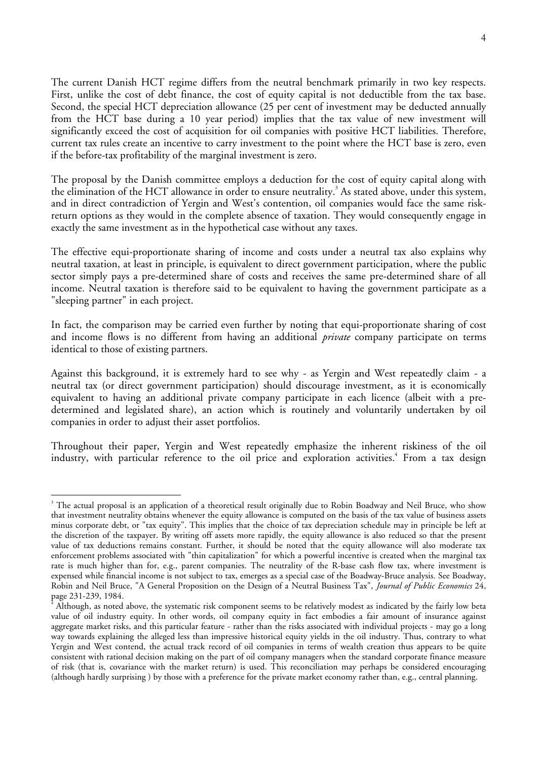The current Danish HCT regime differs from the neutral benchmark primarily in two key respects. First, unlike the cost of debt finance, the cost of equity capital is not deductible from the tax base. Second, the special HCT depreciation allowance (25 per cent of investment may be deducted annually from the HCT base during a 10 year period) implies that the tax value of new investment will significantly exceed the cost of acquisition for oil companies with positive HCT liabilities. Therefore, current tax rules create an incentive to carry investment to the point where the HCT base is zero, even if the before-tax profitability of the marginal investment is zero.

The proposal by the Danish committee employs a deduction for the cost of equity capital along with the elimination of the HCT allowance in order to ensure neutrality.[3] As stated above, under this system, and in direct contradiction of Yergin and West's contention, oil companies would face the same risk-return options as they would in the complete absence of taxation. They would consequently engage in exactly the same investment as in the hypothetical case without any taxes.

The effective equi-proportionate sharing of income and costs under a neutral tax also explains why neutral taxation, at least in principle, is equivalent to direct government participation, where the public sector simply pays a pre-determined share of costs and receives the same pre-determined share of all income. Neutral taxation is therefore said to be equivalent to having the government participate as a "sleeping partner" in each project.

In fact, the comparison may be carried even further by noting that equi-proportionate sharing of cost and income flows is no different from having an additional *private* company participate on terms identical to those of existing partners.

Against this background, it is extremely hard to see why - as Yergin and West repeatedly claim - a neutral tax (or direct government participation) should discourage investment, as it is economically equivalent to having an additional private company participate in each licence (albeit with a pre-determined and legislated share), an action which is routinely and voluntarily undertaken by oil companies in order to adjust their asset portfolios.

Throughout their paper, Yergin and West repeatedly emphasize the inherent riskiness of the oil industry, with particular reference to the oil price and exploration activities.[4] From a tax design

---

[3] The actual proposal is an application of a theoretical result originally due to Robin Boadway and Neil Bruce, who show that investment neutrality obtains whenever the equity allowance is computed on the basis of the tax value of business assets minus corporate debt, or "tax equity". This implies that the choice of tax depreciation schedule may in principle be left at the discretion of the taxpayer. By writing off assets more rapidly, the equity allowance is also reduced so that the present value of tax deductions remains constant. Further, it should be noted that the equity allowance will also moderate tax enforcement problems associated with "thin capitalization" for which a powerful incentive is created when the marginal tax rate is much higher than for, e.g., parent companies. The neutrality of the R-base cash flow tax, where investment is expensed while financial income is not subject to tax, emerges as a special case of the Boadway-Bruce analysis. See Boadway, Robin and Neil Bruce, "A General Proposition on the Design of a Neutral Business Tax", *Journal of Public Economics* 24, page 231-239, 1984.

[4] Although, as noted above, the systematic risk component seems to be relatively modest as indicated by the fairly low beta value of oil industry equity. In other words, oil company equity in fact embodies a fair amount of insurance against aggregate market risks, and this particular feature - rather than the risks associated with individual projects - may go a long way towards explaining the alleged less than impressive historical equity yields in the oil industry. Thus, contrary to what Yergin and West contend, the actual track record of oil companies in terms of wealth creation thus appears to be quite consistent with rational decision making on the part of oil company managers when the standard corporate finance measure of risk (that is, covariance with the market return) is used. This reconciliation may perhaps be considered encouraging (although hardly surprising ) by those with a preference for the private market economy rather than, e.g., central planning.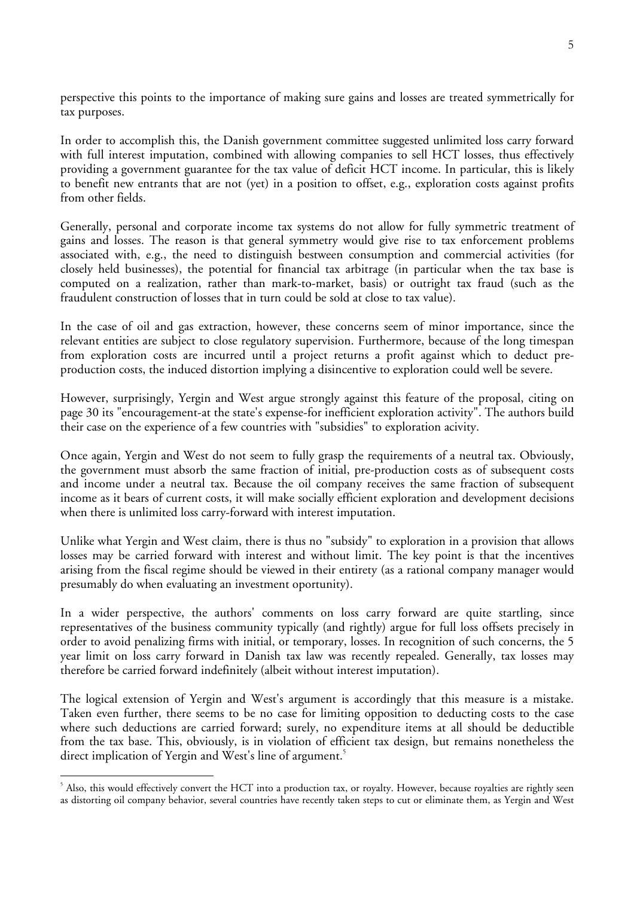perspective this points to the importance of making sure gains and losses are treated symmetrically for tax purposes.

In order to accomplish this, the Danish government committee suggested unlimited loss carry forward with full interest imputation, combined with allowing companies to sell HCT losses, thus effectively providing a government guarantee for the tax value of deficit HCT income. In particular, this is likely to benefit new entrants that are not (yet) in a position to offset, e.g., exploration costs against profits from other fields.

Generally, personal and corporate income tax systems do not allow for fully symmetric treatment of gains and losses. The reason is that general symmetry would give rise to tax enforcement problems associated with, e.g., the need to distinguish bestween consumption and commercial activities (for closely held businesses), the potential for financial tax arbitrage (in particular when the tax base is computed on a realization, rather than mark-to-market, basis) or outright tax fraud (such as the fraudulent construction of losses that in turn could be sold at close to tax value).

In the case of oil and gas extraction, however, these concerns seem of minor importance, since the relevant entities are subject to close regulatory supervision. Furthermore, because of the long timespan from exploration costs are incurred until a project returns a profit against which to deduct pre-production costs, the induced distortion implying a disincentive to exploration could well be severe.

However, surprisingly, Yergin and West argue strongly against this feature of the proposal, citing on page 30 its "encouragement-at the state's expense-for inefficient exploration activity". The authors build their case on the experience of a few countries with "subsidies" to exploration acivity.

Once again, Yergin and West do not seem to fully grasp the requirements of a neutral tax. Obviously, the government must absorb the same fraction of initial, pre-production costs as of subsequent costs and income under a neutral tax. Because the oil company receives the same fraction of subsequent income as it bears of current costs, it will make socially efficient exploration and development decisions when there is unlimited loss carry-forward with interest imputation.

Unlike what Yergin and West claim, there is thus no "subsidy" to exploration in a provision that allows losses may be carried forward with interest and without limit. The key point is that the incentives arising from the fiscal regime should be viewed in their entirety (as a rational company manager would presumably do when evaluating an investment oportunity).

In a wider perspective, the authors' comments on loss carry forward are quite startling, since representatives of the business community typically (and rightly) argue for full loss offsets precisely in order to avoid penalizing firms with initial, or temporary, losses. In recognition of such concerns, the 5 year limit on loss carry forward in Danish tax law was recently repealed. Generally, tax losses may therefore be carried forward indefinitely (albeit without interest imputation).

The logical extension of Yergin and West's argument is accordingly that this measure is a mistake. Taken even further, there seems to be no case for limiting opposition to deducting costs to the case where such deductions are carried forward; surely, no expenditure items at all should be deductible from the tax base. This, obviously, is in violation of efficient tax design, but remains nonetheless the direct implication of Yergin and West's line of argument.[5]

---

[5] Also, this would effectively convert the HCT into a production tax, or royalty. However, because royalties are rightly seen as distorting oil company behavior, several countries have recently taken steps to cut or eliminate them, as Yergin and West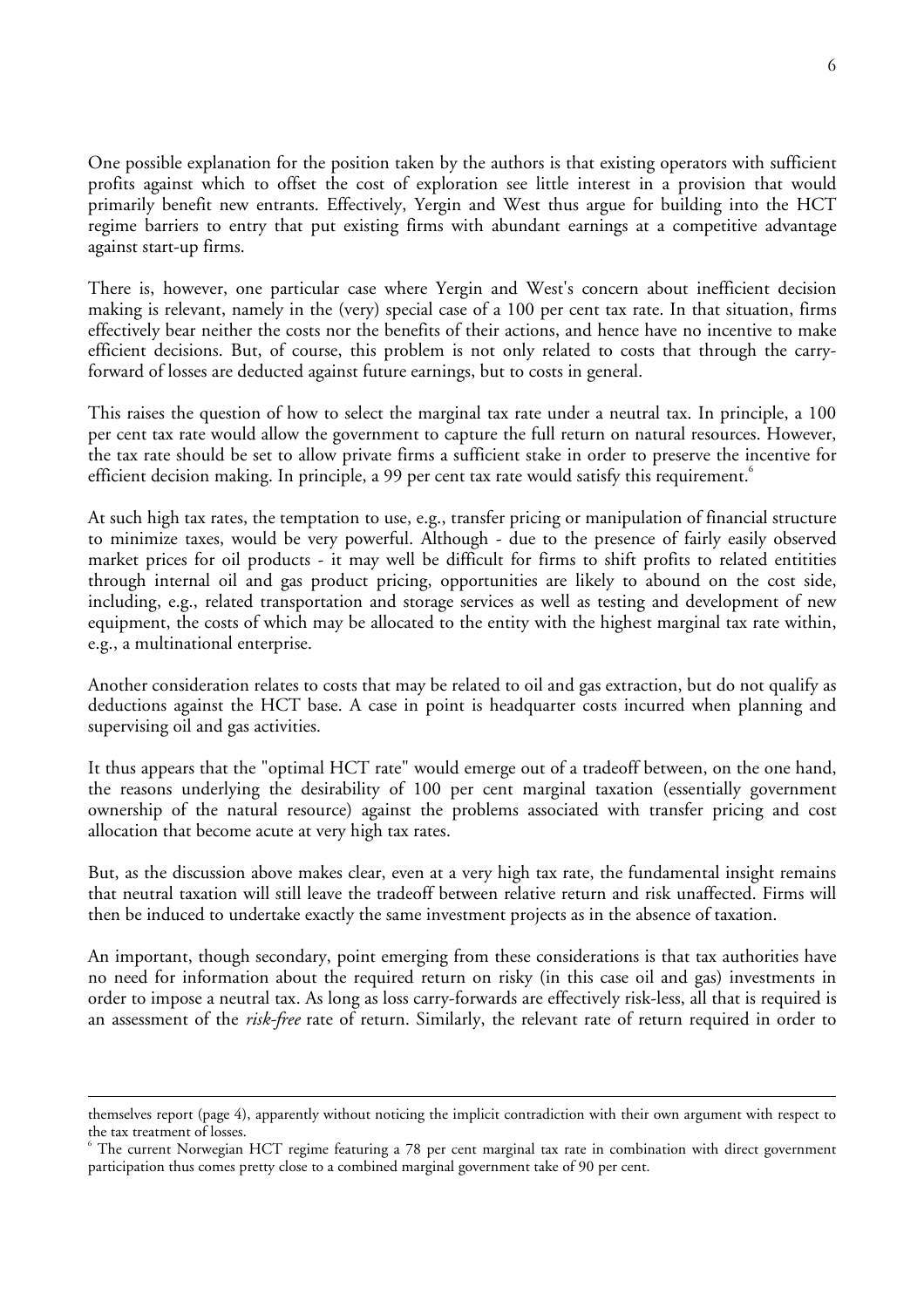One possible explanation for the position taken by the authors is that existing operators with sufficient profits against which to offset the cost of exploration see little interest in a provision that would primarily benefit new entrants. Effectively, Yergin and West thus argue for building into the HCT regime barriers to entry that put existing firms with abundant earnings at a competitive advantage against start-up firms.

There is, however, one particular case where Yergin and West's concern about inefficient decision making is relevant, namely in the (very) special case of a 100 per cent tax rate. In that situation, firms effectively bear neither the costs nor the benefits of their actions, and hence have no incentive to make efficient decisions. But, of course, this problem is not only related to costs that through the carry-forward of losses are deducted against future earnings, but to costs in general.

This raises the question of how to select the marginal tax rate under a neutral tax. In principle, a 100 per cent tax rate would allow the government to capture the full return on natural resources. However, the tax rate should be set to allow private firms a sufficient stake in order to preserve the incentive for efficient decision making. In principle, a 99 per cent tax rate would satisfy this requirement.[6]

At such high tax rates, the temptation to use, e.g., transfer pricing or manipulation of financial structure to minimize taxes, would be very powerful. Although - due to the presence of fairly easily observed market prices for oil products - it may well be difficult for firms to shift profits to related entitities through internal oil and gas product pricing, opportunities are likely to abound on the cost side, including, e.g., related transportation and storage services as well as testing and development of new equipment, the costs of which may be allocated to the entity with the highest marginal tax rate within, e.g., a multinational enterprise.

Another consideration relates to costs that may be related to oil and gas extraction, but do not qualify as deductions against the HCT base. A case in point is headquarter costs incurred when planning and supervising oil and gas activities.

It thus appears that the "optimal HCT rate" would emerge out of a tradeoff between, on the one hand, the reasons underlying the desirability of 100 per cent marginal taxation (essentially government ownership of the natural resource) against the problems associated with transfer pricing and cost allocation that become acute at very high tax rates.

But, as the discussion above makes clear, even at a very high tax rate, the fundamental insight remains that neutral taxation will still leave the tradeoff between relative return and risk unaffected. Firms will then be induced to undertake exactly the same investment projects as in the absence of taxation.

An important, though secondary, point emerging from these considerations is that tax authorities have no need for information about the required return on risky (in this case oil and gas) investments in order to impose a neutral tax. As long as loss carry-forwards are effectively risk-less, all that is required is an assessment of the *risk-free* rate of return. Similarly, the relevant rate of return required in order to

---

themselves report (page 4), apparently without noticing the implicit contradiction with their own argument with respect to the tax treatment of losses.

[6] The current Norwegian HCT regime featuring a 78 per cent marginal tax rate in combination with direct government participation thus comes pretty close to a combined marginal government take of 90 per cent.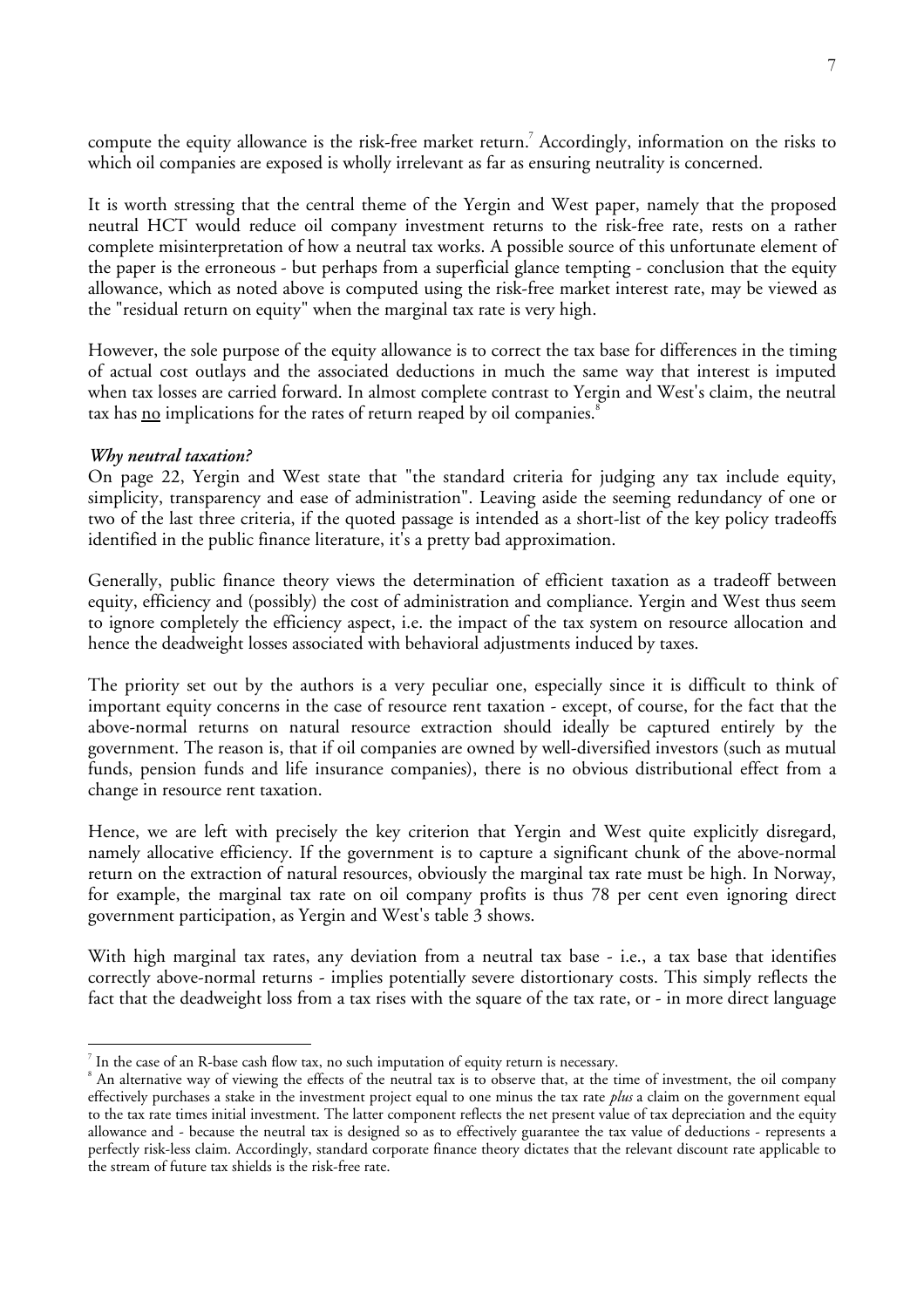compute the equity allowance is the risk-free market return.[7] Accordingly, information on the risks to which oil companies are exposed is wholly irrelevant as far as ensuring neutrality is concerned.

It is worth stressing that the central theme of the Yergin and West paper, namely that the proposed neutral HCT would reduce oil company investment returns to the risk-free rate, rests on a rather complete misinterpretation of how a neutral tax works. A possible source of this unfortunate element of the paper is the erroneous - but perhaps from a superficial glance tempting - conclusion that the equity allowance, which as noted above is computed using the risk-free market interest rate, may be viewed as the "residual return on equity" when the marginal tax rate is very high.

However, the sole purpose of the equity allowance is to correct the tax base for differences in the timing of actual cost outlays and the associated deductions in much the same way that interest is imputed when tax losses are carried forward. In almost complete contrast to Yergin and West's claim, the neutral tax has no implications for the rates of return reaped by oil companies.[8]

### *Why neutral taxation?*

On page 22, Yergin and West state that "the standard criteria for judging any tax include equity, simplicity, transparency and ease of administration". Leaving aside the seeming redundancy of one or two of the last three criteria, if the quoted passage is intended as a short-list of the key policy tradeoffs identified in the public finance literature, it's a pretty bad approximation.

Generally, public finance theory views the determination of efficient taxation as a tradeoff between equity, efficiency and (possibly) the cost of administration and compliance. Yergin and West thus seem to ignore completely the efficiency aspect, i.e. the impact of the tax system on resource allocation and hence the deadweight losses associated with behavioral adjustments induced by taxes.

The priority set out by the authors is a very peculiar one, especially since it is difficult to think of important equity concerns in the case of resource rent taxation - except, of course, for the fact that the above-normal returns on natural resource extraction should ideally be captured entirely by the government. The reason is, that if oil companies are owned by well-diversified investors (such as mutual funds, pension funds and life insurance companies), there is no obvious distributional effect from a change in resource rent taxation.

Hence, we are left with precisely the key criterion that Yergin and West quite explicitly disregard, namely allocative efficiency. If the government is to capture a significant chunk of the above-normal return on the extraction of natural resources, obviously the marginal tax rate must be high. In Norway, for example, the marginal tax rate on oil company profits is thus 78 per cent even ignoring direct government participation, as Yergin and West's table 3 shows.

With high marginal tax rates, any deviation from a neutral tax base - i.e., a tax base that identifies correctly above-normal returns - implies potentially severe distortionary costs. This simply reflects the fact that the deadweight loss from a tax rises with the square of the tax rate, or - in more direct language

---

[7] In the case of an R-base cash flow tax, no such imputation of equity return is necessary.

[8] An alternative way of viewing the effects of the neutral tax is to observe that, at the time of investment, the oil company effectively purchases a stake in the investment project equal to one minus the tax rate *plus* a claim on the government equal to the tax rate times initial investment. The latter component reflects the net present value of tax depreciation and the equity allowance and - because the neutral tax is designed so as to effectively guarantee the tax value of deductions - represents a perfectly risk-less claim. Accordingly, standard corporate finance theory dictates that the relevant discount rate applicable to the stream of future tax shields is the risk-free rate.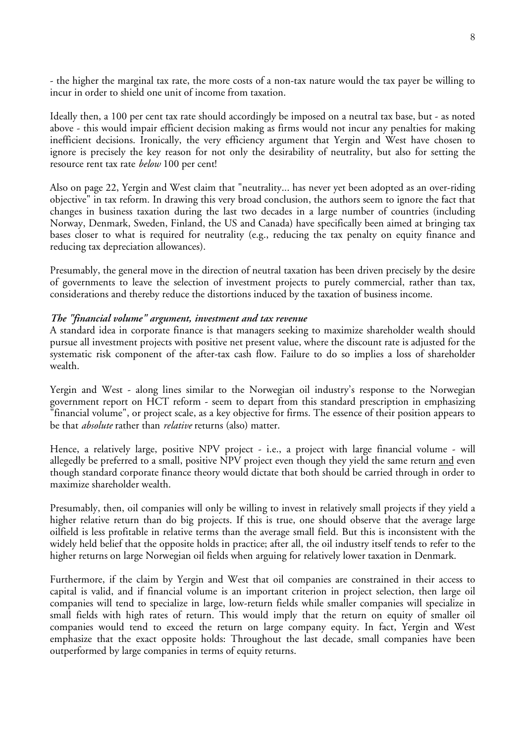- the higher the marginal tax rate, the more costs of a non-tax nature would the tax payer be willing to incur in order to shield one unit of income from taxation.

Ideally then, a 100 per cent tax rate should accordingly be imposed on a neutral tax base, but - as noted above - this would impair efficient decision making as firms would not incur any penalties for making inefficient decisions. Ironically, the very efficiency argument that Yergin and West have chosen to ignore is precisely the key reason for not only the desirability of neutrality, but also for setting the resource rent tax rate *below* 100 per cent!

Also on page 22, Yergin and West claim that "neutrality... has never yet been adopted as an over-riding objective" in tax reform. In drawing this very broad conclusion, the authors seem to ignore the fact that changes in business taxation during the last two decades in a large number of countries (including Norway, Denmark, Sweden, Finland, the US and Canada) have specifically been aimed at bringing tax bases closer to what is required for neutrality (e.g., reducing the tax penalty on equity finance and reducing tax depreciation allowances).

Presumably, the general move in the direction of neutral taxation has been driven precisely by the desire of governments to leave the selection of investment projects to purely commercial, rather than tax, considerations and thereby reduce the distortions induced by the taxation of business income.

### *The "financial volume" argument, investment and tax revenue*

A standard idea in corporate finance is that managers seeking to maximize shareholder wealth should pursue all investment projects with positive net present value, where the discount rate is adjusted for the systematic risk component of the after-tax cash flow. Failure to do so implies a loss of shareholder wealth.

Yergin and West - along lines similar to the Norwegian oil industry's response to the Norwegian government report on HCT reform - seem to depart from this standard prescription in emphasizing "financial volume", or project scale, as a key objective for firms. The essence of their position appears to be that *absolute* rather than *relative* returns (also) matter.

Hence, a relatively large, positive NPV project - i.e., a project with large financial volume - will allegedly be preferred to a small, positive NPV project even though they yield the same return <u>and</u> even though standard corporate finance theory would dictate that both should be carried through in order to maximize shareholder wealth.

Presumably, then, oil companies will only be willing to invest in relatively small projects if they yield a higher relative return than do big projects. If this is true, one should observe that the average large oilfield is less profitable in relative terms than the average small field. But this is inconsistent with the widely held belief that the opposite holds in practice; after all, the oil industry itself tends to refer to the higher returns on large Norwegian oil fields when arguing for relatively lower taxation in Denmark.

Furthermore, if the claim by Yergin and West that oil companies are constrained in their access to capital is valid, and if financial volume is an important criterion in project selection, then large oil companies will tend to specialize in large, low-return fields while smaller companies will specialize in small fields with high rates of return. This would imply that the return on equity of smaller oil companies would tend to exceed the return on large company equity. In fact, Yergin and West emphasize that the exact opposite holds: Throughout the last decade, small companies have been outperformed by large companies in terms of equity returns.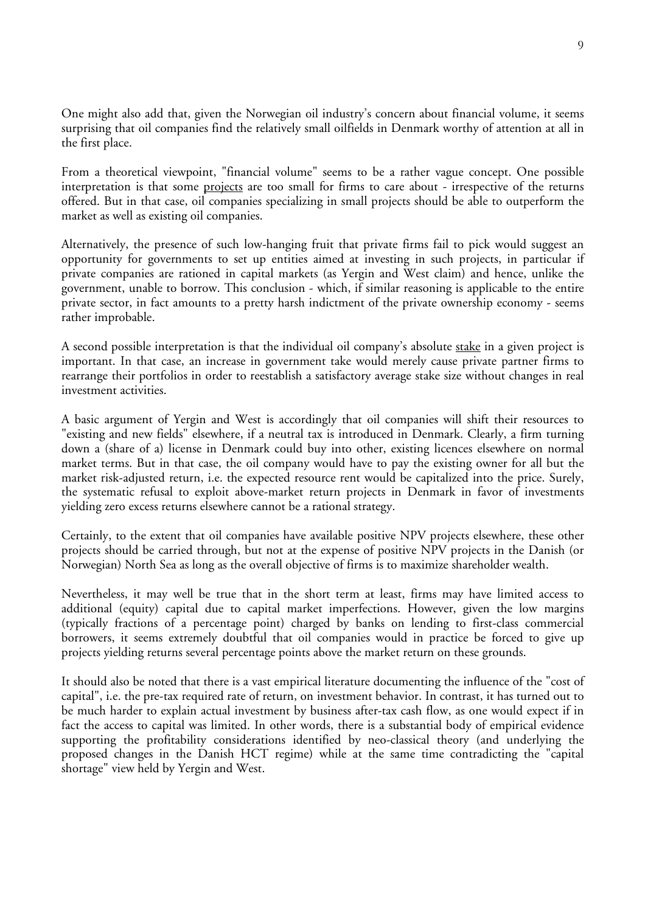One might also add that, given the Norwegian oil industry's concern about financial volume, it seems surprising that oil companies find the relatively small oilfields in Denmark worthy of attention at all in the first place.

From a theoretical viewpoint, "financial volume" seems to be a rather vague concept. One possible interpretation is that some projects are too small for firms to care about - irrespective of the returns offered. But in that case, oil companies specializing in small projects should be able to outperform the market as well as existing oil companies.

Alternatively, the presence of such low-hanging fruit that private firms fail to pick would suggest an opportunity for governments to set up entities aimed at investing in such projects, in particular if private companies are rationed in capital markets (as Yergin and West claim) and hence, unlike the government, unable to borrow. This conclusion - which, if similar reasoning is applicable to the entire private sector, in fact amounts to a pretty harsh indictment of the private ownership economy - seems rather improbable.

A second possible interpretation is that the individual oil company's absolute stake in a given project is important. In that case, an increase in government take would merely cause private partner firms to rearrange their portfolios in order to reestablish a satisfactory average stake size without changes in real investment activities.

A basic argument of Yergin and West is accordingly that oil companies will shift their resources to "existing and new fields" elsewhere, if a neutral tax is introduced in Denmark. Clearly, a firm turning down a (share of a) license in Denmark could buy into other, existing licences elsewhere on normal market terms. But in that case, the oil company would have to pay the existing owner for all but the market risk-adjusted return, i.e. the expected resource rent would be capitalized into the price. Surely, the systematic refusal to exploit above-market return projects in Denmark in favor of investments yielding zero excess returns elsewhere cannot be a rational strategy.

Certainly, to the extent that oil companies have available positive NPV projects elsewhere, these other projects should be carried through, but not at the expense of positive NPV projects in the Danish (or Norwegian) North Sea as long as the overall objective of firms is to maximize shareholder wealth.

Nevertheless, it may well be true that in the short term at least, firms may have limited access to additional (equity) capital due to capital market imperfections. However, given the low margins (typically fractions of a percentage point) charged by banks on lending to first-class commercial borrowers, it seems extremely doubtful that oil companies would in practice be forced to give up projects yielding returns several percentage points above the market return on these grounds.

It should also be noted that there is a vast empirical literature documenting the influence of the "cost of capital", i.e. the pre-tax required rate of return, on investment behavior. In contrast, it has turned out to be much harder to explain actual investment by business after-tax cash flow, as one would expect if in fact the access to capital was limited. In other words, there is a substantial body of empirical evidence supporting the profitability considerations identified by neo-classical theory (and underlying the proposed changes in the Danish HCT regime) while at the same time contradicting the "capital shortage" view held by Yergin and West.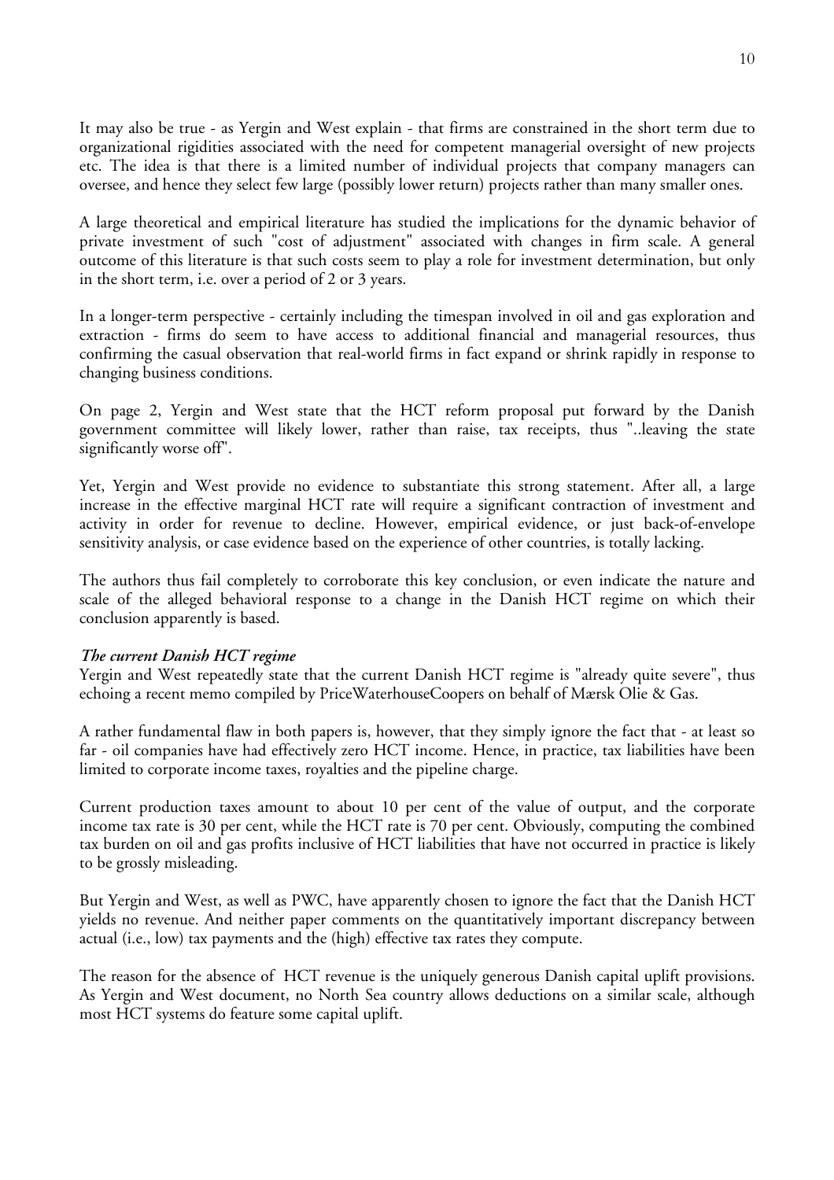It may also be true - as Yergin and West explain - that firms are constrained in the short term due to organizational rigidities associated with the need for competent managerial oversight of new projects etc. The idea is that there is a limited number of individual projects that company managers can oversee, and hence they select few large (possibly lower return) projects rather than many smaller ones.

A large theoretical and empirical literature has studied the implications for the dynamic behavior of private investment of such "cost of adjustment" associated with changes in firm scale. A general outcome of this literature is that such costs seem to play a role for investment determination, but only in the short term, i.e. over a period of 2 or 3 years.

In a longer-term perspective - certainly including the timespan involved in oil and gas exploration and extraction - firms do seem to have access to additional financial and managerial resources, thus confirming the casual observation that real-world firms in fact expand or shrink rapidly in response to changing business conditions.

On page 2, Yergin and West state that the HCT reform proposal put forward by the Danish government committee will likely lower, rather than raise, tax receipts, thus "..leaving the state significantly worse off".

Yet, Yergin and West provide no evidence to substantiate this strong statement. After all, a large increase in the effective marginal HCT rate will require a significant contraction of investment and activity in order for revenue to decline. However, empirical evidence, or just back-of-envelope sensitivity analysis, or case evidence based on the experience of other countries, is totally lacking.

The authors thus fail completely to corroborate this key conclusion, or even indicate the nature and scale of the alleged behavioral response to a change in the Danish HCT regime on which their conclusion apparently is based.

***The current Danish HCT regime***

Yergin and West repeatedly state that the current Danish HCT regime is "already quite severe", thus echoing a recent memo compiled by PriceWaterhouseCoopers on behalf of Mærsk Olie & Gas.

A rather fundamental flaw in both papers is, however, that they simply ignore the fact that - at least so far - oil companies have had effectively zero HCT income. Hence, in practice, tax liabilities have been limited to corporate income taxes, royalties and the pipeline charge.

Current production taxes amount to about 10 per cent of the value of output, and the corporate income tax rate is 30 per cent, while the HCT rate is 70 per cent. Obviously, computing the combined tax burden on oil and gas profits inclusive of HCT liabilities that have not occurred in practice is likely to be grossly misleading.

But Yergin and West, as well as PWC, have apparently chosen to ignore the fact that the Danish HCT yields no revenue. And neither paper comments on the quantitatively important discrepancy between actual (i.e., low) tax payments and the (high) effective tax rates they compute.

The reason for the absence of HCT revenue is the uniquely generous Danish capital uplift provisions. As Yergin and West document, no North Sea country allows deductions on a similar scale, although most HCT systems do feature some capital uplift.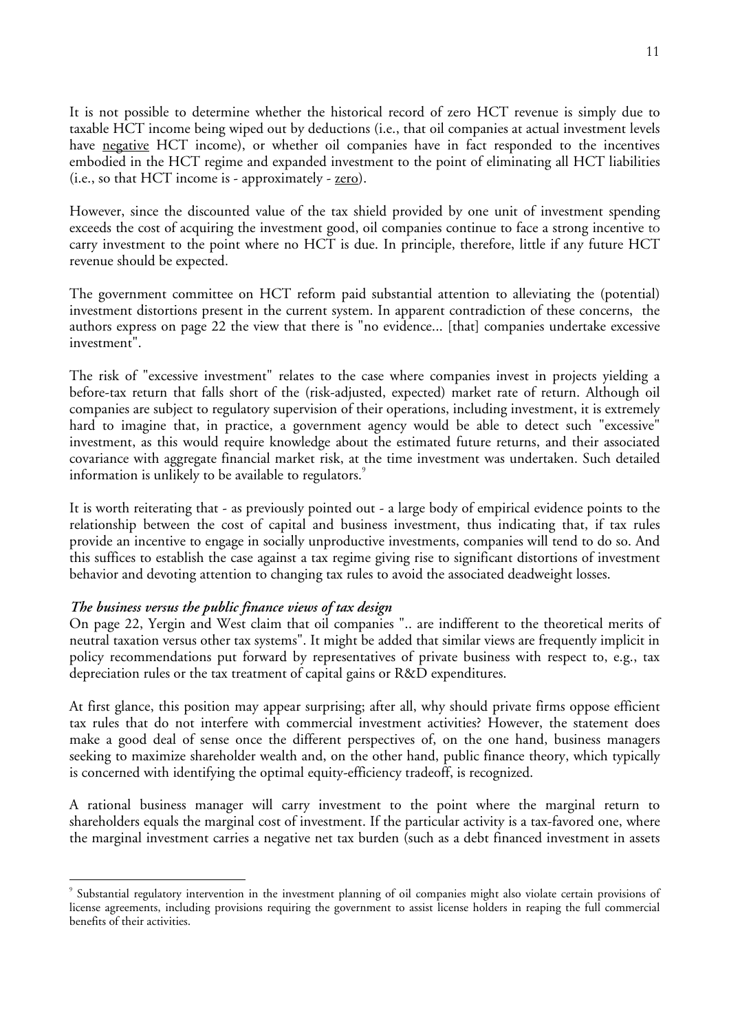It is not possible to determine whether the historical record of zero HCT revenue is simply due to taxable HCT income being wiped out by deductions (i.e., that oil companies at actual investment levels have negative HCT income), or whether oil companies have in fact responded to the incentives embodied in the HCT regime and expanded investment to the point of eliminating all HCT liabilities (i.e., so that HCT income is - approximately - zero).

However, since the discounted value of the tax shield provided by one unit of investment spending exceeds the cost of acquiring the investment good, oil companies continue to face a strong incentive to carry investment to the point where no HCT is due. In principle, therefore, little if any future HCT revenue should be expected.

The government committee on HCT reform paid substantial attention to alleviating the (potential) investment distortions present in the current system. In apparent contradiction of these concerns, the authors express on page 22 the view that there is "no evidence... [that] companies undertake excessive investment".

The risk of "excessive investment" relates to the case where companies invest in projects yielding a before-tax return that falls short of the (risk-adjusted, expected) market rate of return. Although oil companies are subject to regulatory supervision of their operations, including investment, it is extremely hard to imagine that, in practice, a government agency would be able to detect such "excessive" investment, as this would require knowledge about the estimated future returns, and their associated covariance with aggregate financial market risk, at the time investment was undertaken. Such detailed information is unlikely to be available to regulators.[9]

It is worth reiterating that - as previously pointed out - a large body of empirical evidence points to the relationship between the cost of capital and business investment, thus indicating that, if tax rules provide an incentive to engage in socially unproductive investments, companies will tend to do so. And this suffices to establish the case against a tax regime giving rise to significant distortions of investment behavior and devoting attention to changing tax rules to avoid the associated deadweight losses.

### *The business versus the public finance views of tax design*

On page 22, Yergin and West claim that oil companies ".. are indifferent to the theoretical merits of neutral taxation versus other tax systems". It might be added that similar views are frequently implicit in policy recommendations put forward by representatives of private business with respect to, e.g., tax depreciation rules or the tax treatment of capital gains or R&D expenditures.

At first glance, this position may appear surprising; after all, why should private firms oppose efficient tax rules that do not interfere with commercial investment activities? However, the statement does make a good deal of sense once the different perspectives of, on the one hand, business managers seeking to maximize shareholder wealth and, on the other hand, public finance theory, which typically is concerned with identifying the optimal equity-efficiency tradeoff, is recognized.

A rational business manager will carry investment to the point where the marginal return to shareholders equals the marginal cost of investment. If the particular activity is a tax-favored one, where the marginal investment carries a negative net tax burden (such as a debt financed investment in assets

---

[9] Substantial regulatory intervention in the investment planning of oil companies might also violate certain provisions of license agreements, including provisions requiring the government to assist license holders in reaping the full commercial benefits of their activities.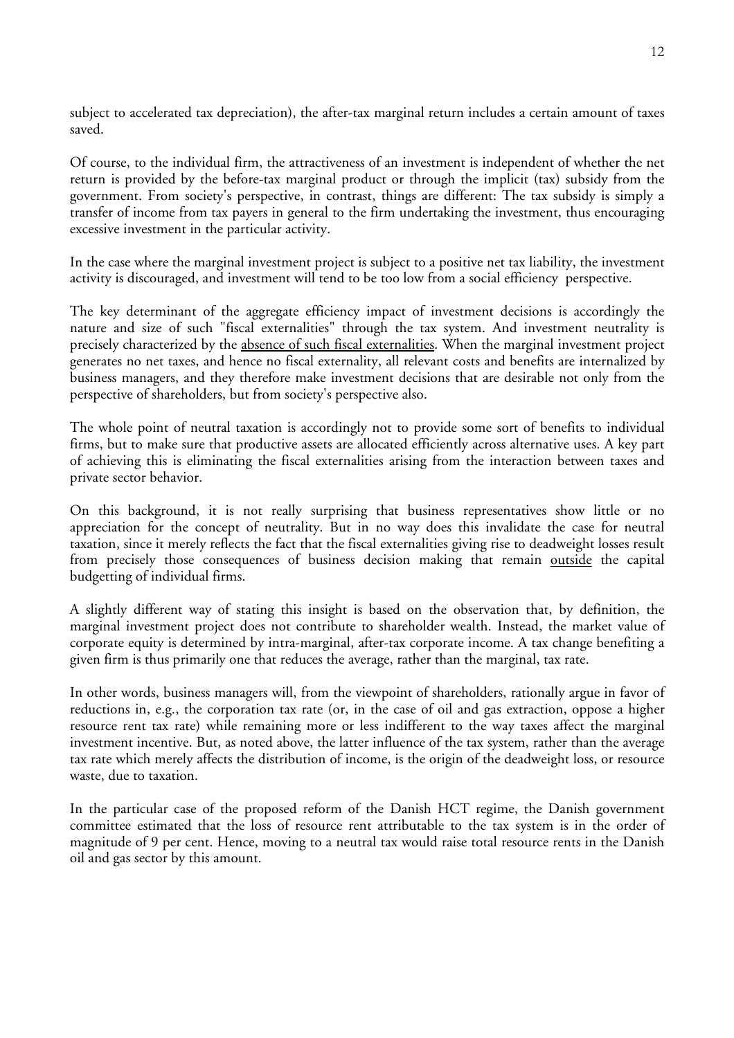subject to accelerated tax depreciation), the after-tax marginal return includes a certain amount of taxes saved.

Of course, to the individual firm, the attractiveness of an investment is independent of whether the net return is provided by the before-tax marginal product or through the implicit (tax) subsidy from the government. From society's perspective, in contrast, things are different: The tax subsidy is simply a transfer of income from tax payers in general to the firm undertaking the investment, thus encouraging excessive investment in the particular activity.

In the case where the marginal investment project is subject to a positive net tax liability, the investment activity is discouraged, and investment will tend to be too low from a social efficiency perspective.

The key determinant of the aggregate efficiency impact of investment decisions is accordingly the nature and size of such "fiscal externalities" through the tax system. And investment neutrality is precisely characterized by the absence of such fiscal externalities. When the marginal investment project generates no net taxes, and hence no fiscal externality, all relevant costs and benefits are internalized by business managers, and they therefore make investment decisions that are desirable not only from the perspective of shareholders, but from society's perspective also.

The whole point of neutral taxation is accordingly not to provide some sort of benefits to individual firms, but to make sure that productive assets are allocated efficiently across alternative uses. A key part of achieving this is eliminating the fiscal externalities arising from the interaction between taxes and private sector behavior.

On this background, it is not really surprising that business representatives show little or no appreciation for the concept of neutrality. But in no way does this invalidate the case for neutral taxation, since it merely reflects the fact that the fiscal externalities giving rise to deadweight losses result from precisely those consequences of business decision making that remain outside the capital budgetting of individual firms.

A slightly different way of stating this insight is based on the observation that, by definition, the marginal investment project does not contribute to shareholder wealth. Instead, the market value of corporate equity is determined by intra-marginal, after-tax corporate income. A tax change benefiting a given firm is thus primarily one that reduces the average, rather than the marginal, tax rate.

In other words, business managers will, from the viewpoint of shareholders, rationally argue in favor of reductions in, e.g., the corporation tax rate (or, in the case of oil and gas extraction, oppose a higher resource rent tax rate) while remaining more or less indifferent to the way taxes affect the marginal investment incentive. But, as noted above, the latter influence of the tax system, rather than the average tax rate which merely affects the distribution of income, is the origin of the deadweight loss, or resource waste, due to taxation.

In the particular case of the proposed reform of the Danish HCT regime, the Danish government committee estimated that the loss of resource rent attributable to the tax system is in the order of magnitude of 9 per cent. Hence, moving to a neutral tax would raise total resource rents in the Danish oil and gas sector by this amount.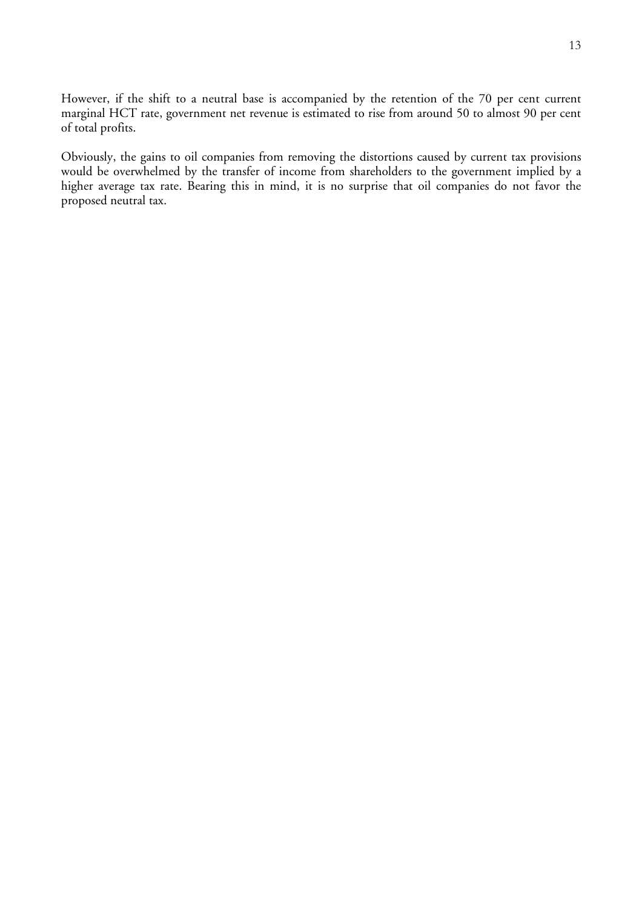However, if the shift to a neutral base is accompanied by the retention of the 70 per cent current marginal HCT rate, government net revenue is estimated to rise from around 50 to almost 90 per cent of total profits.

Obviously, the gains to oil companies from removing the distortions caused by current tax provisions would be overwhelmed by the transfer of income from shareholders to the government implied by a higher average tax rate. Bearing this in mind, it is no surprise that oil companies do not favor the proposed neutral tax.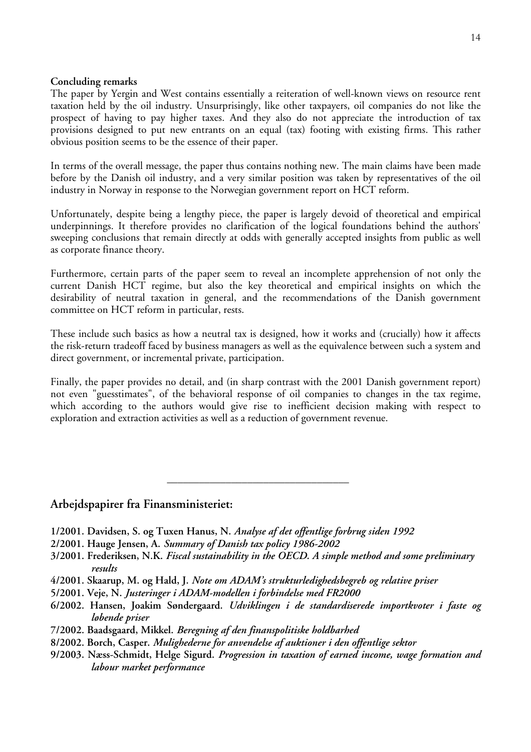**Concluding remarks**

The paper by Yergin and West contains essentially a reiteration of well-known views on resource rent taxation held by the oil industry. Unsurprisingly, like other taxpayers, oil companies do not like the prospect of having to pay higher taxes. And they also do not appreciate the introduction of tax provisions designed to put new entrants on an equal (tax) footing with existing firms. This rather obvious position seems to be the essence of their paper.

In terms of the overall message, the paper thus contains nothing new. The main claims have been made before by the Danish oil industry, and a very similar position was taken by representatives of the oil industry in Norway in response to the Norwegian government report on HCT reform.

Unfortunately, despite being a lengthy piece, the paper is largely devoid of theoretical and empirical underpinnings. It therefore provides no clarification of the logical foundations behind the authors' sweeping conclusions that remain directly at odds with generally accepted insights from public as well as corporate finance theory.

Furthermore, certain parts of the paper seem to reveal an incomplete apprehension of not only the current Danish HCT regime, but also the key theoretical and empirical insights on which the desirability of neutral taxation in general, and the recommendations of the Danish government committee on HCT reform in particular, rests.

These include such basics as how a neutral tax is designed, how it works and (crucially) how it affects the risk-return tradeoff faced by business managers as well as the equivalence between such a system and direct government, or incremental private, participation.

Finally, the paper provides no detail, and (in sharp contrast with the 2001 Danish government report) not even "guesstimates", of the behavioral response of oil companies to changes in the tax regime, which according to the authors would give rise to inefficient decision making with respect to exploration and extraction activities as well as a reduction of government revenue.

---

## Arbejdspapirer fra Finansministeriet:

**1/2001. Davidsen, S. og Tuxen Hanus, N.** *Analyse af det offentlige forbrug siden 1992*

**2/2001. Hauge Jensen, A.** *Summary of Danish tax policy 1986-2002*

**3/2001. Frederiksen, N.K.** *Fiscal sustainability in the OECD. A simple method and some preliminary results*

**4/2001. Skaarup, M. og Hald, J.** *Note om ADAM's strukturledighedsbegreb og relative priser*

**5/2001. Veje, N.** *Justeringer i ADAM-modellen i forbindelse med FR2000*

**6/2002. Hansen, Joakim Søndergaard.** *Udviklingen i de standardiserede importkvoter i faste og løbende priser*

**7/2002. Baadsgaard, Mikkel.** *Beregning af den finanspolitiske holdbarhed*

**8/2002. Borch, Casper.** *Mulighederne for anvendelse af auktioner i den offentlige sektor*

**9/2003. Næss-Schmidt, Helge Sigurd.** *Progression in taxation of earned income, wage formation and labour market performance*